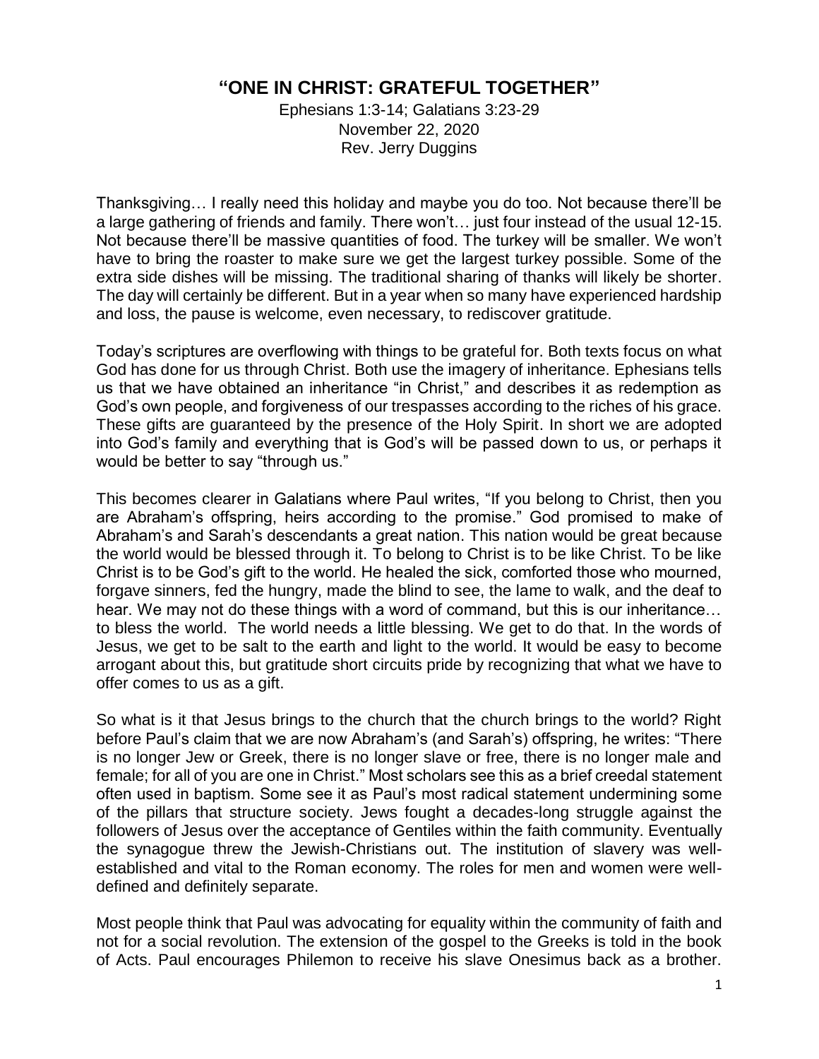# "ONE IN CHRIST: GRATEFUL TOGETHER"

Ephesians 1:3-14; Galatians 3:23-29
November 22, 2020
Rev. Jerry Duggins

Thanksgiving… I really need this holiday and maybe you do too. Not because there'll be a large gathering of friends and family. There won't… just four instead of the usual 12-15. Not because there'll be massive quantities of food. The turkey will be smaller. We won't have to bring the roaster to make sure we get the largest turkey possible. Some of the extra side dishes will be missing. The traditional sharing of thanks will likely be shorter. The day will certainly be different. But in a year when so many have experienced hardship and loss, the pause is welcome, even necessary, to rediscover gratitude.

Today's scriptures are overflowing with things to be grateful for. Both texts focus on what God has done for us through Christ. Both use the imagery of inheritance. Ephesians tells us that we have obtained an inheritance "in Christ," and describes it as redemption as God's own people, and forgiveness of our trespasses according to the riches of his grace. These gifts are guaranteed by the presence of the Holy Spirit. In short we are adopted into God's family and everything that is God's will be passed down to us, or perhaps it would be better to say "through us."

This becomes clearer in Galatians where Paul writes, "If you belong to Christ, then you are Abraham's offspring, heirs according to the promise." God promised to make of Abraham's and Sarah's descendants a great nation. This nation would be great because the world would be blessed through it. To belong to Christ is to be like Christ. To be like Christ is to be God's gift to the world. He healed the sick, comforted those who mourned, forgave sinners, fed the hungry, made the blind to see, the lame to walk, and the deaf to hear. We may not do these things with a word of command, but this is our inheritance… to bless the world. The world needs a little blessing. We get to do that. In the words of Jesus, we get to be salt to the earth and light to the world. It would be easy to become arrogant about this, but gratitude short circuits pride by recognizing that what we have to offer comes to us as a gift.

So what is it that Jesus brings to the church that the church brings to the world? Right before Paul's claim that we are now Abraham's (and Sarah's) offspring, he writes: "There is no longer Jew or Greek, there is no longer slave or free, there is no longer male and female; for all of you are one in Christ." Most scholars see this as a brief creedal statement often used in baptism. Some see it as Paul's most radical statement undermining some of the pillars that structure society. Jews fought a decades-long struggle against the followers of Jesus over the acceptance of Gentiles within the faith community. Eventually the synagogue threw the Jewish-Christians out. The institution of slavery was well-established and vital to the Roman economy. The roles for men and women were well-defined and definitely separate.

Most people think that Paul was advocating for equality within the community of faith and not for a social revolution. The extension of the gospel to the Greeks is told in the book of Acts. Paul encourages Philemon to receive his slave Onesimus back as a brother.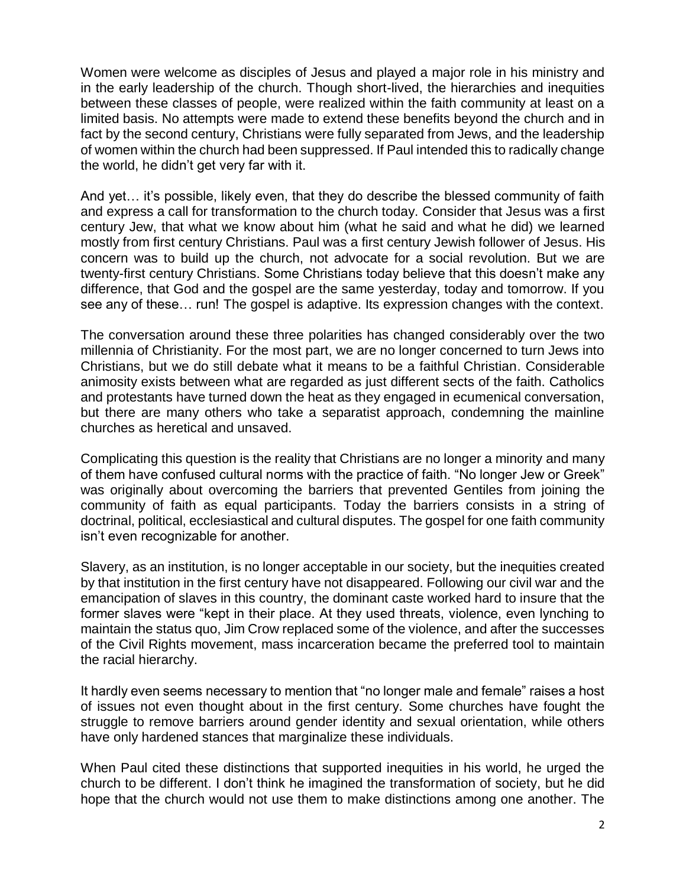Women were welcome as disciples of Jesus and played a major role in his ministry and in the early leadership of the church. Though short-lived, the hierarchies and inequities between these classes of people, were realized within the faith community at least on a limited basis. No attempts were made to extend these benefits beyond the church and in fact by the second century, Christians were fully separated from Jews, and the leadership of women within the church had been suppressed. If Paul intended this to radically change the world, he didn't get very far with it.

And yet… it's possible, likely even, that they do describe the blessed community of faith and express a call for transformation to the church today. Consider that Jesus was a first century Jew, that what we know about him (what he said and what he did) we learned mostly from first century Christians. Paul was a first century Jewish follower of Jesus. His concern was to build up the church, not advocate for a social revolution. But we are twenty-first century Christians. Some Christians today believe that this doesn't make any difference, that God and the gospel are the same yesterday, today and tomorrow. If you see any of these… run! The gospel is adaptive. Its expression changes with the context.

The conversation around these three polarities has changed considerably over the two millennia of Christianity. For the most part, we are no longer concerned to turn Jews into Christians, but we do still debate what it means to be a faithful Christian. Considerable animosity exists between what are regarded as just different sects of the faith. Catholics and protestants have turned down the heat as they engaged in ecumenical conversation, but there are many others who take a separatist approach, condemning the mainline churches as heretical and unsaved.

Complicating this question is the reality that Christians are no longer a minority and many of them have confused cultural norms with the practice of faith. "No longer Jew or Greek" was originally about overcoming the barriers that prevented Gentiles from joining the community of faith as equal participants. Today the barriers consists in a string of doctrinal, political, ecclesiastical and cultural disputes. The gospel for one faith community isn't even recognizable for another.

Slavery, as an institution, is no longer acceptable in our society, but the inequities created by that institution in the first century have not disappeared. Following our civil war and the emancipation of slaves in this country, the dominant caste worked hard to insure that the former slaves were "kept in their place. At they used threats, violence, even lynching to maintain the status quo, Jim Crow replaced some of the violence, and after the successes of the Civil Rights movement, mass incarceration became the preferred tool to maintain the racial hierarchy.

It hardly even seems necessary to mention that "no longer male and female" raises a host of issues not even thought about in the first century. Some churches have fought the struggle to remove barriers around gender identity and sexual orientation, while others have only hardened stances that marginalize these individuals.

When Paul cited these distinctions that supported inequities in his world, he urged the church to be different. I don't think he imagined the transformation of society, but he did hope that the church would not use them to make distinctions among one another. The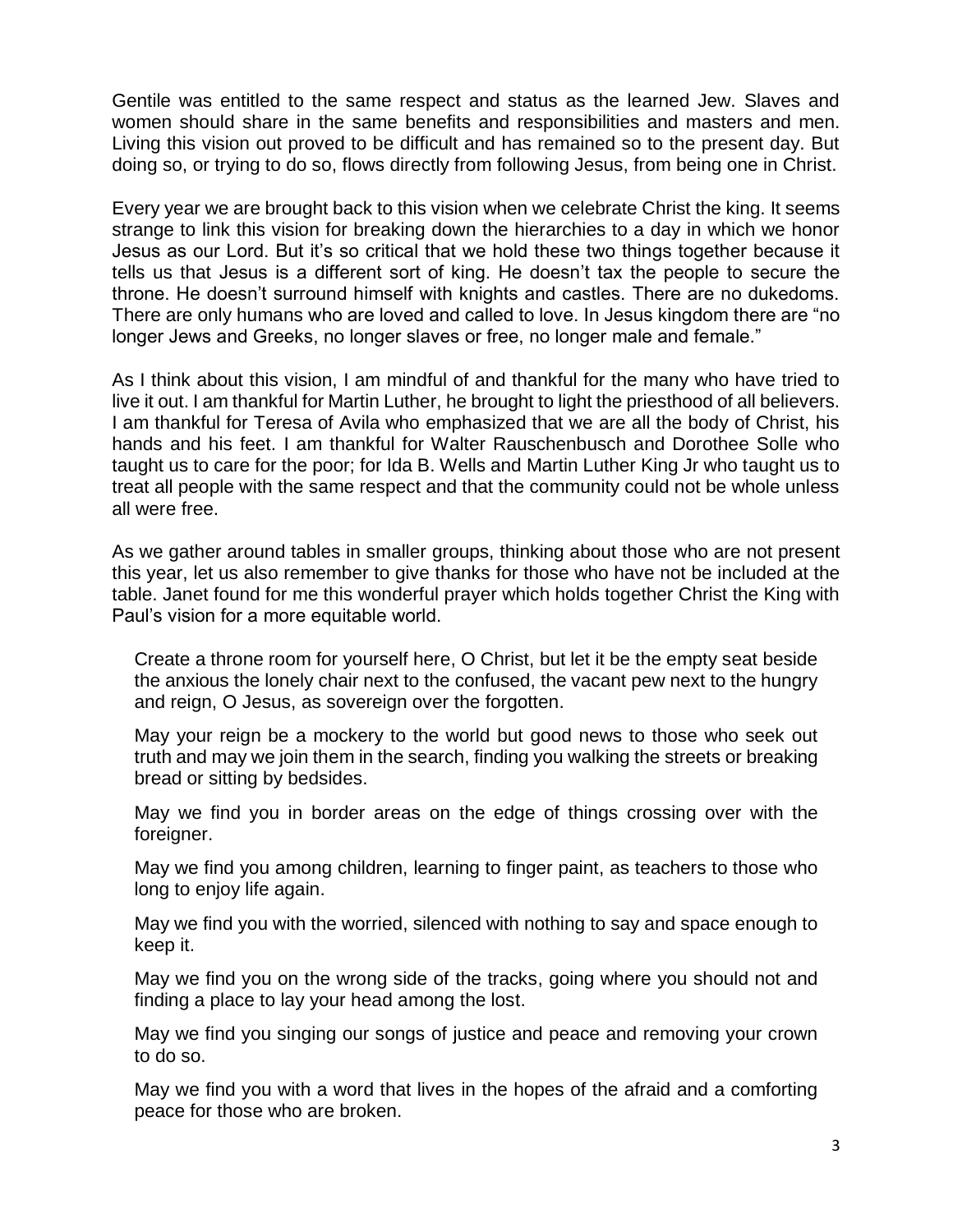Gentile was entitled to the same respect and status as the learned Jew. Slaves and women should share in the same benefits and responsibilities and masters and men. Living this vision out proved to be difficult and has remained so to the present day. But doing so, or trying to do so, flows directly from following Jesus, from being one in Christ.

Every year we are brought back to this vision when we celebrate Christ the king. It seems strange to link this vision for breaking down the hierarchies to a day in which we honor Jesus as our Lord. But it's so critical that we hold these two things together because it tells us that Jesus is a different sort of king. He doesn't tax the people to secure the throne. He doesn't surround himself with knights and castles. There are no dukedoms. There are only humans who are loved and called to love. In Jesus kingdom there are "no longer Jews and Greeks, no longer slaves or free, no longer male and female."

As I think about this vision, I am mindful of and thankful for the many who have tried to live it out. I am thankful for Martin Luther, he brought to light the priesthood of all believers. I am thankful for Teresa of Avila who emphasized that we are all the body of Christ, his hands and his feet. I am thankful for Walter Rauschenbusch and Dorothee Solle who taught us to care for the poor; for Ida B. Wells and Martin Luther King Jr who taught us to treat all people with the same respect and that the community could not be whole unless all were free.

As we gather around tables in smaller groups, thinking about those who are not present this year, let us also remember to give thanks for those who have not be included at the table. Janet found for me this wonderful prayer which holds together Christ the King with Paul's vision for a more equitable world.

> Create a throne room for yourself here, O Christ, but let it be the empty seat beside the anxious the lonely chair next to the confused, the vacant pew next to the hungry and reign, O Jesus, as sovereign over the forgotten.
>
> May your reign be a mockery to the world but good news to those who seek out truth and may we join them in the search, finding you walking the streets or breaking bread or sitting by bedsides.
>
> May we find you in border areas on the edge of things crossing over with the foreigner.
>
> May we find you among children, learning to finger paint, as teachers to those who long to enjoy life again.
>
> May we find you with the worried, silenced with nothing to say and space enough to keep it.
>
> May we find you on the wrong side of the tracks, going where you should not and finding a place to lay your head among the lost.
>
> May we find you singing our songs of justice and peace and removing your crown to do so.
>
> May we find you with a word that lives in the hopes of the afraid and a comforting peace for those who are broken.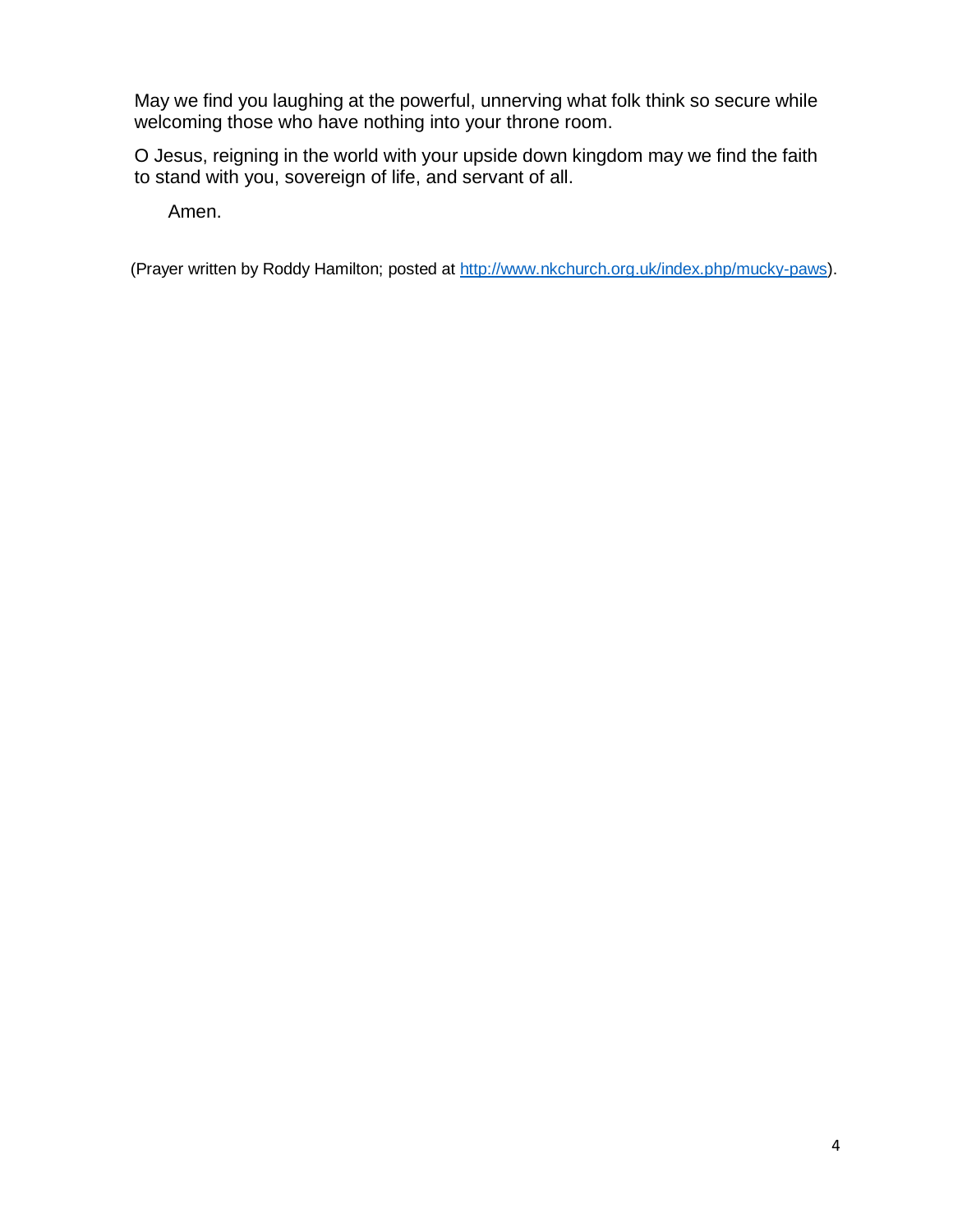May we find you laughing at the powerful, unnerving what folk think so secure while welcoming those who have nothing into your throne room.

O Jesus, reigning in the world with your upside down kingdom may we find the faith to stand with you, sovereign of life, and servant of all.

Amen.

(Prayer written by Roddy Hamilton; posted at [http://www.nkchurch.org.uk/index.php/mucky-paws](http://www.nkchurch.org.uk/index.php/mucky-paws)).